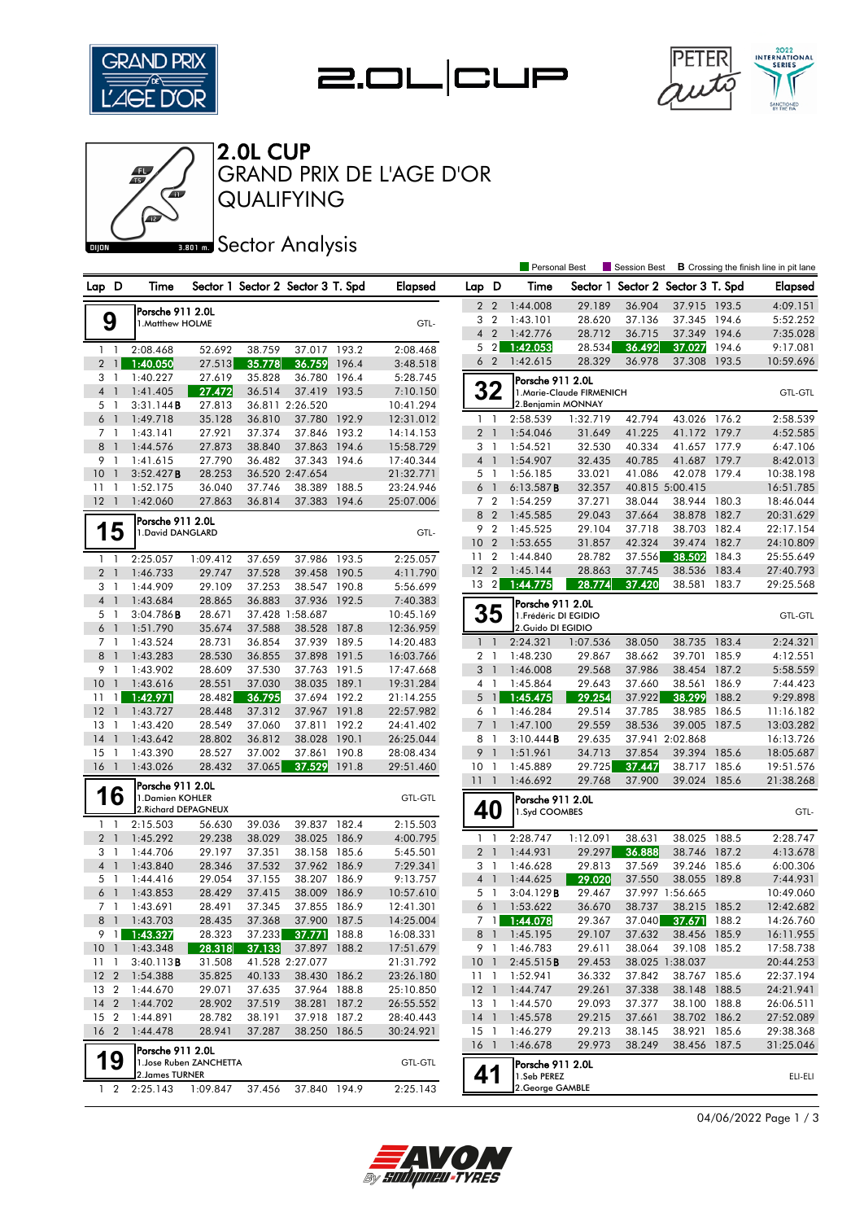# 2.0L CUP

## GRAND PRIX DE L'AGE D'OR

## QUALIFYING

### Sector Analysis

Personal Best | Session Best | **B** Crossing the finish line in pit lane

**9** — Porsche 911 2.0L — 1.Matthew HOLME — GTL-

| Lap | D | Time | Sector 1 | Sector 2 | Sector 3 | T. Spd | Elapsed |
|---|---|---|---|---|---|---|---|
| 1 | 1 | 2:08.468 | 52.692 | 38.759 | 37.017 | 193.2 | 2:08.468 |
| 2 | 1 | 1:40.050 | 27.513 | 35.778 | 36.759 | 196.4 | 3:48.518 |
| 3 | 1 | 1:40.227 | 27.619 | 35.828 | 36.780 | 196.4 | 5:28.745 |
| 4 | 1 | 1:41.405 | 27.472 | 36.514 | 37.419 | 193.5 | 7:10.150 |
| 5 | 1 | 3:31.144**B** | 27.813 | 36.811 | 2:26.520 | | 10:41.294 |
| 6 | 1 | 1:49.718 | 35.128 | 36.810 | 37.780 | 192.9 | 12:31.012 |
| 7 | 1 | 1:43.141 | 27.921 | 37.374 | 37.846 | 193.2 | 14:14.153 |
| 8 | 1 | 1:44.576 | 27.873 | 38.840 | 37.863 | 194.6 | 15:58.729 |
| 9 | 1 | 1:41.615 | 27.790 | 36.482 | 37.343 | 194.6 | 17:40.344 |
| 10 | 1 | 3:52.427**B** | 28.253 | 36.520 | 2:47.654 | | 21:32.771 |
| 11 | 1 | 1:52.175 | 36.040 | 37.746 | 38.389 | 188.5 | 23:24.946 |
| 12 | 1 | 1:42.060 | 27.863 | 36.814 | 37.383 | 194.6 | 25:07.006 |

**15** — Porsche 911 2.0L — 1.David DANGLARD — GTL-

| Lap | D | Time | Sector 1 | Sector 2 | Sector 3 | T. Spd | Elapsed |
|---|---|---|---|---|---|---|---|
| 1 | 1 | 2:25.057 | 1:09.412 | 37.659 | 37.986 | 193.5 | 2:25.057 |
| 2 | 1 | 1:46.733 | 29.747 | 37.528 | 39.458 | 190.5 | 4:11.790 |
| 3 | 1 | 1:44.909 | 29.109 | 37.253 | 38.547 | 190.8 | 5:56.699 |
| 4 | 1 | 1:43.684 | 28.865 | 36.883 | 37.936 | 192.5 | 7:40.383 |
| 5 | 1 | 3:04.786**B** | 28.671 | 37.428 | 1:58.687 | | 10:45.169 |
| 6 | 1 | 1:51.790 | 35.674 | 37.588 | 38.528 | 187.8 | 12:36.959 |
| 7 | 1 | 1:43.524 | 28.731 | 36.854 | 37.939 | 189.5 | 14:20.483 |
| 8 | 1 | 1:43.283 | 28.530 | 36.855 | 37.898 | 191.5 | 16:03.766 |
| 9 | 1 | 1:43.902 | 28.609 | 37.530 | 37.763 | 191.5 | 17:47.668 |
| 10 | 1 | 1:43.616 | 28.551 | 37.030 | 38.035 | 189.1 | 19:31.284 |
| 11 | 1 | 1:42.971 | 28.482 | 36.795 | 37.694 | 192.2 | 21:14.255 |
| 12 | 1 | 1:43.727 | 28.448 | 37.312 | 37.967 | 191.8 | 22:57.982 |
| 13 | 1 | 1:43.420 | 28.549 | 37.060 | 37.811 | 192.2 | 24:41.402 |
| 14 | 1 | 1:43.642 | 28.802 | 36.812 | 38.028 | 190.1 | 26:25.044 |
| 15 | 1 | 1:43.390 | 28.527 | 37.002 | 37.861 | 190.8 | 28:08.434 |
| 16 | 1 | 1:43.026 | 28.432 | 37.065 | 37.529 | 191.8 | 29:51.460 |

**16** — Porsche 911 2.0L — 1.Damien KOHLER, 2.Richard DEPAGNEUX — GTL-GTL

| Lap | D | Time | Sector 1 | Sector 2 | Sector 3 | T. Spd | Elapsed |
|---|---|---|---|---|---|---|---|
| 1 | 1 | 2:15.503 | 56.630 | 39.036 | 39.837 | 182.4 | 2:15.503 |
| 2 | 1 | 1:45.292 | 29.238 | 38.029 | 38.025 | 186.9 | 4:00.795 |
| 3 | 1 | 1:44.706 | 29.197 | 37.351 | 38.158 | 185.6 | 5:45.501 |
| 4 | 1 | 1:43.840 | 28.346 | 37.532 | 37.962 | 186.9 | 7:29.341 |
| 5 | 1 | 1:44.416 | 29.054 | 37.155 | 38.207 | 186.9 | 9:13.757 |
| 6 | 1 | 1:43.853 | 28.429 | 37.415 | 38.009 | 186.9 | 10:57.610 |
| 7 | 1 | 1:43.691 | 28.491 | 37.345 | 37.855 | 186.9 | 12:41.301 |
| 8 | 1 | 1:43.703 | 28.435 | 37.368 | 37.900 | 187.5 | 14:25.004 |
| 9 | 1 | 1:43.327 | 28.323 | 37.233 | 37.771 | 188.8 | 16:08.331 |
| 10 | 1 | 1:43.348 | 28.318 | 37.133 | 37.897 | 188.2 | 17:51.679 |
| 11 | 1 | 3:40.113**B** | 31.508 | 41.528 | 2:27.077 | | 21:31.792 |
| 12 | 2 | 1:54.388 | 35.825 | 40.133 | 38.430 | 186.2 | 23:26.180 |
| 13 | 2 | 1:44.670 | 29.071 | 37.635 | 37.964 | 188.8 | 25:10.850 |
| 14 | 2 | 1:44.702 | 28.902 | 37.519 | 38.281 | 187.2 | 26:55.552 |
| 15 | 2 | 1:44.891 | 28.782 | 38.191 | 37.918 | 187.2 | 28:40.443 |
| 16 | 2 | 1:44.478 | 28.941 | 37.287 | 38.250 | 186.5 | 30:24.921 |

**19** — Porsche 911 2.0L — 1.Jose Ruben ZANCHETTA, 2.James TURNER — GTL-GTL

| Lap | D | Time | Sector 1 | Sector 2 | Sector 3 | T. Spd | Elapsed |
|---|---|---|---|---|---|---|---|
| 1 | 2 | 2:25.143 | 1:09.847 | 37.456 | 37.840 | 194.9 | 2:25.143 |
| 2 | 2 | 1:44.008 | 29.189 | 36.904 | 37.915 | 193.5 | 4:09.151 |
| 3 | 2 | 1:43.101 | 28.620 | 37.136 | 37.345 | 194.6 | 5:52.252 |
| 4 | 2 | 1:42.776 | 28.712 | 36.715 | 37.349 | 194.6 | 7:35.028 |
| 5 | 2 | 1:42.053 | 28.534 | 36.492 | 37.027 | 194.6 | 9:17.081 |
| 6 | 2 | 1:42.615 | 28.329 | 36.978 | 37.308 | 193.5 | 10:59.696 |

**32** — Porsche 911 2.0L — 1.Marie-Claude FIRMENICH, 2.Benjamin MONNAY — GTL-GTL

| Lap | D | Time | Sector 1 | Sector 2 | Sector 3 | T. Spd | Elapsed |
|---|---|---|---|---|---|---|---|
| 1 | 1 | 2:58.539 | 1:32.719 | 42.794 | 43.026 | 176.2 | 2:58.539 |
| 2 | 1 | 1:54.046 | 31.649 | 41.225 | 41.172 | 179.7 | 4:52.585 |
| 3 | 1 | 1:54.521 | 32.530 | 40.334 | 41.657 | 177.9 | 6:47.106 |
| 4 | 1 | 1:54.907 | 32.435 | 40.785 | 41.687 | 179.7 | 8:42.013 |
| 5 | 1 | 1:56.185 | 33.021 | 41.086 | 42.078 | 179.4 | 10:38.198 |
| 6 | 1 | 6:13.587**B** | 32.357 | 40.815 | 5:00.415 | | 16:51.785 |
| 7 | 2 | 1:54.259 | 37.271 | 38.044 | 38.944 | 180.3 | 18:46.044 |
| 8 | 2 | 1:45.585 | 29.043 | 37.664 | 38.878 | 182.7 | 20:31.629 |
| 9 | 2 | 1:45.525 | 29.104 | 37.718 | 38.703 | 182.4 | 22:17.154 |
| 10 | 2 | 1:53.655 | 31.857 | 42.324 | 39.474 | 182.7 | 24:10.809 |
| 11 | 2 | 1:44.840 | 28.782 | 37.556 | 38.502 | 184.3 | 25:55.649 |
| 12 | 2 | 1:45.144 | 28.863 | 37.745 | 38.536 | 183.4 | 27:40.793 |
| 13 | 2 | 1:44.775 | 28.774 | 37.420 | 38.581 | 183.7 | 29:25.568 |

**35** — Porsche 911 2.0L — 1.Frédéric DI EGIDIO, 2.Guido DI EGIDIO — GTL-GTL

| Lap | D | Time | Sector 1 | Sector 2 | Sector 3 | T. Spd | Elapsed |
|---|---|---|---|---|---|---|---|
| 1 | 1 | 2:24.321 | 1:07.536 | 38.050 | 38.735 | 183.4 | 2:24.321 |
| 2 | 1 | 1:48.230 | 29.867 | 38.662 | 39.701 | 185.9 | 4:12.551 |
| 3 | 1 | 1:46.008 | 29.568 | 37.986 | 38.454 | 187.2 | 5:58.559 |
| 4 | 1 | 1:45.864 | 29.643 | 37.660 | 38.561 | 186.9 | 7:44.423 |
| 5 | 1 | 1:45.475 | 29.254 | 37.922 | 38.299 | 188.2 | 9:29.898 |
| 6 | 1 | 1:46.284 | 29.514 | 37.785 | 38.985 | 186.5 | 11:16.182 |
| 7 | 1 | 1:47.100 | 29.559 | 38.536 | 39.005 | 187.5 | 13:03.282 |
| 8 | 1 | 3:10.444**B** | 29.635 | 37.941 | 2:02.868 | | 16:13.726 |
| 9 | 1 | 1:51.961 | 34.713 | 37.854 | 39.394 | 185.6 | 18:05.687 |
| 10 | 1 | 1:45.889 | 29.725 | 37.447 | 38.717 | 185.6 | 19:51.576 |
| 11 | 1 | 1:46.692 | 29.768 | 37.900 | 39.024 | 185.6 | 21:38.268 |

**40** — Porsche 911 2.0L — 1.Syd COOMBES — GTL-

| Lap | D | Time | Sector 1 | Sector 2 | Sector 3 | T. Spd | Elapsed |
|---|---|---|---|---|---|---|---|
| 1 | 1 | 2:28.747 | 1:12.091 | 38.631 | 38.025 | 188.5 | 2:28.747 |
| 2 | 1 | 1:44.931 | 29.297 | 36.888 | 38.746 | 187.2 | 4:13.678 |
| 3 | 1 | 1:46.628 | 29.813 | 37.569 | 39.246 | 185.6 | 6:00.306 |
| 4 | 1 | 1:44.625 | 29.020 | 37.550 | 38.055 | 189.8 | 7:44.931 |
| 5 | 1 | 3:04.129**B** | 29.467 | 37.997 | 1:56.665 | | 10:49.060 |
| 6 | 1 | 1:53.622 | 36.670 | 38.737 | 38.215 | 185.2 | 12:42.682 |
| 7 | 1 | 1:44.078 | 29.367 | 37.040 | 37.671 | 188.2 | 14:26.760 |
| 8 | 1 | 1:45.195 | 29.107 | 37.632 | 38.456 | 185.9 | 16:11.955 |
| 9 | 1 | 1:46.783 | 29.611 | 38.064 | 39.108 | 185.2 | 17:58.738 |
| 10 | 1 | 2:45.515**B** | 29.453 | 38.025 | 1:38.037 | | 20:44.253 |
| 11 | 1 | 1:52.941 | 36.332 | 37.842 | 38.767 | 185.6 | 22:37.194 |
| 12 | 1 | 1:44.747 | 29.261 | 37.338 | 38.148 | 188.5 | 24:21.941 |
| 13 | 1 | 1:44.570 | 29.093 | 37.377 | 38.100 | 188.8 | 26:06.511 |
| 14 | 1 | 1:45.578 | 29.215 | 37.661 | 38.702 | 186.2 | 27:52.089 |
| 15 | 1 | 1:46.279 | 29.213 | 38.145 | 38.921 | 185.6 | 29:38.368 |
| 16 | 1 | 1:46.678 | 29.973 | 38.249 | 38.456 | 187.5 | 31:25.046 |

**41** — Porsche 911 2.0L — 1.Seb PEREZ, 2.George GAMBLE — ELI-ELI

04/06/2022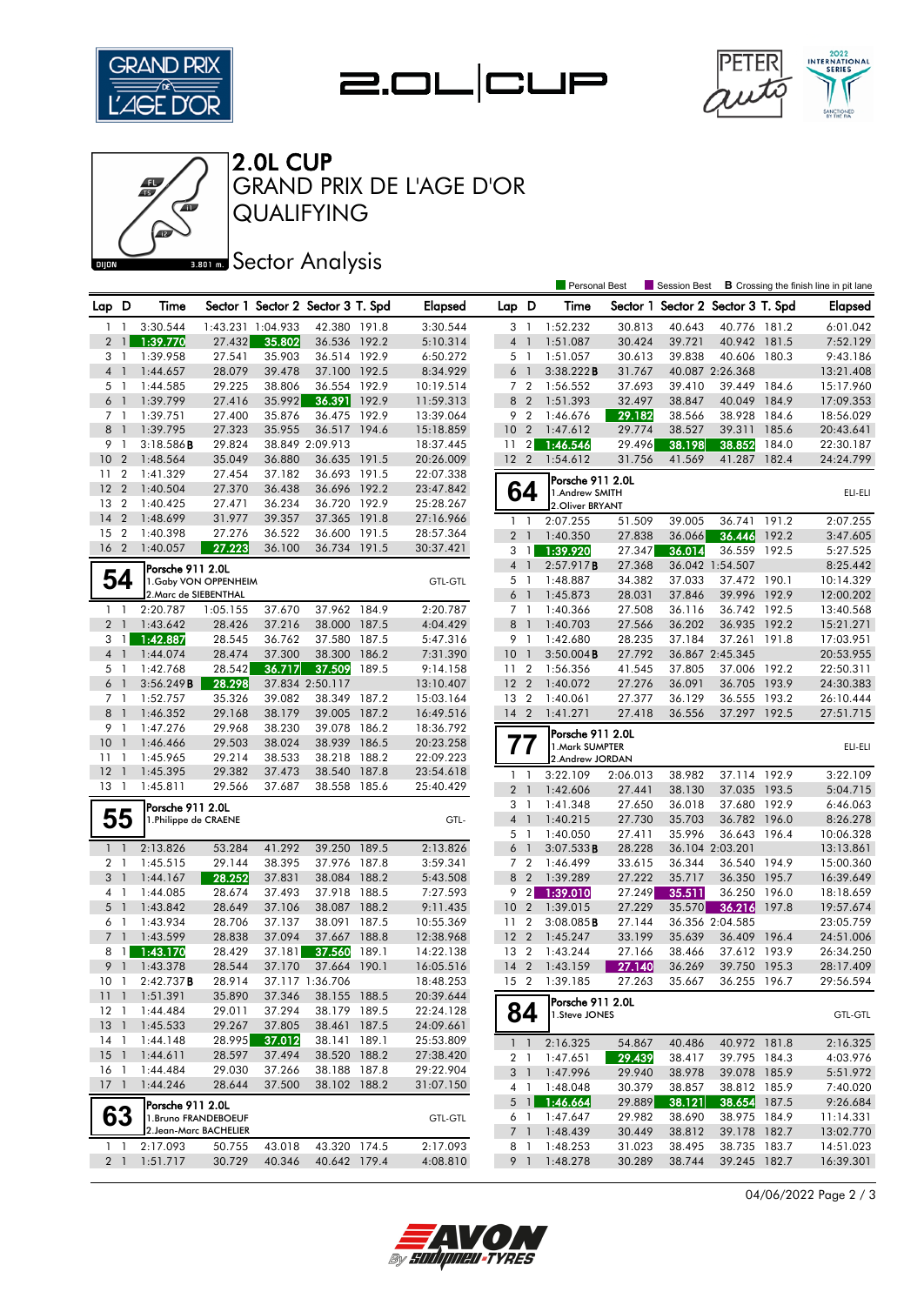# 2.0L CUP

## GRAND PRIX DE L'AGE D'OR

## QUALIFYING

### Sector Analysis

Personal Best | Session Best | **B** Crossing the finish line in pit lane

| Lap | D | Time | Sector 1 | Sector 2 | Sector 3 | T. Spd | Elapsed |
|---|---|---|---|---|---|---|---|
| 1 | 1 | 3:30.544 | 1:43.231 | 1:04.933 | 42.380 | 191.8 | 3:30.544 |
| 2 | 1 | 1:39.770 | 27.432 | 35.802 | 36.536 | 192.2 | 5:10.314 |
| 3 | 1 | 1:39.958 | 27.541 | 35.903 | 36.514 | 192.9 | 6:50.272 |
| 4 | 1 | 1:44.657 | 28.079 | 39.478 | 37.100 | 192.5 | 8:34.929 |
| 5 | 1 | 1:44.585 | 29.225 | 38.806 | 36.554 | 192.9 | 10:19.514 |
| 6 | 1 | 1:39.799 | 27.416 | 35.992 | 36.391 | 192.9 | 11:59.313 |
| 7 | 1 | 1:39.751 | 27.400 | 35.876 | 36.475 | 192.9 | 13:39.064 |
| 8 | 1 | 1:39.795 | 27.323 | 35.955 | 36.517 | 194.6 | 15:18.859 |
| 9 | 1 | 3:18.586**B** | 29.824 | 38.849 | 2:09.913 | | 18:37.445 |
| 10 | 2 | 1:48.564 | 35.049 | 36.880 | 36.635 | 191.5 | 20:26.009 |
| 11 | 2 | 1:41.329 | 27.454 | 37.182 | 36.693 | 191.5 | 22:07.338 |
| 12 | 2 | 1:40.504 | 27.370 | 36.438 | 36.696 | 192.2 | 23:47.842 |
| 13 | 2 | 1:40.425 | 27.471 | 36.234 | 36.720 | 192.9 | 25:28.267 |
| 14 | 2 | 1:48.699 | 31.977 | 39.357 | 37.365 | 191.8 | 27:16.966 |
| 15 | 2 | 1:40.398 | 27.276 | 36.522 | 36.600 | 191.5 | 28:57.364 |
| 16 | 2 | 1:40.057 | 27.223 | 36.100 | 36.734 | 191.5 | 30:37.421 |

**54** — Porsche 911 2.0L — 1.Gaby VON OPPENHEIM, 2.Marc de SIEBENTHAL — GTL-GTL

| Lap | D | Time | Sector 1 | Sector 2 | Sector 3 | T. Spd | Elapsed |
|---|---|---|---|---|---|---|---|
| 1 | 1 | 2:20.787 | 1:05.155 | 37.670 | 37.962 | 184.9 | 2:20.787 |
| 2 | 1 | 1:43.642 | 28.426 | 37.216 | 38.000 | 187.5 | 4:04.429 |
| 3 | 1 | 1:42.887 | 28.545 | 36.762 | 37.580 | 187.5 | 5:47.316 |
| 4 | 1 | 1:44.074 | 28.474 | 37.300 | 38.300 | 186.2 | 7:31.390 |
| 5 | 1 | 1:42.768 | 28.542 | 36.717 | 37.509 | 189.5 | 9:14.158 |
| 6 | 1 | 3:56.249**B** | 28.298 | 37.834 | 2:50.117 | | 13:10.407 |
| 7 | 1 | 1:52.757 | 35.326 | 39.082 | 38.349 | 187.2 | 15:03.164 |
| 8 | 1 | 1:46.352 | 29.168 | 38.179 | 39.005 | 187.2 | 16:49.516 |
| 9 | 1 | 1:47.276 | 29.968 | 38.230 | 39.078 | 186.2 | 18:36.792 |
| 10 | 1 | 1:46.466 | 29.503 | 38.024 | 38.939 | 186.5 | 20:23.258 |
| 11 | 1 | 1:45.965 | 29.214 | 38.533 | 38.218 | 188.2 | 22:09.223 |
| 12 | 1 | 1:45.395 | 29.382 | 37.473 | 38.540 | 187.8 | 23:54.618 |
| 13 | 1 | 1:45.811 | 29.566 | 37.687 | 38.558 | 185.6 | 25:40.429 |

**55** — Porsche 911 2.0L — 1.Philippe de CRAENE — GTL-

| Lap | D | Time | Sector 1 | Sector 2 | Sector 3 | T. Spd | Elapsed |
|---|---|---|---|---|---|---|---|
| 1 | 1 | 2:13.826 | 53.284 | 41.292 | 39.250 | 189.5 | 2:13.826 |
| 2 | 1 | 1:45.515 | 29.144 | 38.395 | 37.976 | 187.8 | 3:59.341 |
| 3 | 1 | 1:44.167 | 28.252 | 37.831 | 38.084 | 188.2 | 5:43.508 |
| 4 | 1 | 1:44.085 | 28.674 | 37.493 | 37.918 | 188.5 | 7:27.593 |
| 5 | 1 | 1:43.842 | 28.649 | 37.106 | 38.087 | 188.2 | 9:11.435 |
| 6 | 1 | 1:43.934 | 28.706 | 37.137 | 38.091 | 187.5 | 10:55.369 |
| 7 | 1 | 1:43.599 | 28.838 | 37.094 | 37.667 | 188.8 | 12:38.968 |
| 8 | 1 | 1:43.170 | 28.429 | 37.181 | 37.560 | 189.1 | 14:22.138 |
| 9 | 1 | 1:43.378 | 28.544 | 37.170 | 37.664 | 190.1 | 16:05.516 |
| 10 | 1 | 2:42.737**B** | 28.914 | 37.117 | 1:36.706 | | 18:48.253 |
| 11 | 1 | 1:51.391 | 35.890 | 37.346 | 38.155 | 188.5 | 20:39.644 |
| 12 | 1 | 1:44.484 | 29.011 | 37.294 | 38.179 | 189.5 | 22:24.128 |
| 13 | 1 | 1:45.533 | 29.267 | 37.805 | 38.461 | 187.5 | 24:09.661 |
| 14 | 1 | 1:44.148 | 28.995 | 37.012 | 38.141 | 189.1 | 25:53.809 |
| 15 | 1 | 1:44.611 | 28.597 | 37.494 | 38.520 | 188.2 | 27:38.420 |
| 16 | 1 | 1:44.484 | 29.030 | 37.266 | 38.188 | 187.8 | 29:22.904 |
| 17 | 1 | 1:44.246 | 28.644 | 37.500 | 38.102 | 188.2 | 31:07.150 |

**63** — Porsche 911 2.0L — 1.Bruno FRANDEBOEUF, 2.Jean-Marc BACHELIER — GTL-GTL

| Lap | D | Time | Sector 1 | Sector 2 | Sector 3 | T. Spd | Elapsed |
|---|---|---|---|---|---|---|---|
| 1 | 1 | 2:17.093 | 50.755 | 43.018 | 43.320 | 174.5 | 2:17.093 |
| 2 | 1 | 1:51.717 | 30.729 | 40.346 | 40.642 | 179.4 | 4:08.810 |
| 3 | 1 | 1:52.232 | 30.813 | 40.643 | 40.776 | 181.2 | 6:01.042 |
| 4 | 1 | 1:51.087 | 30.424 | 39.721 | 40.942 | 181.5 | 7:52.129 |
| 5 | 1 | 1:51.057 | 30.613 | 39.838 | 40.606 | 180.3 | 9:43.186 |
| 6 | 1 | 3:38.222**B** | 31.767 | 40.087 | 2:26.368 | | 13:21.408 |
| 7 | 2 | 1:56.552 | 37.693 | 39.410 | 39.449 | 184.6 | 15:17.960 |
| 8 | 2 | 1:51.393 | 32.497 | 38.847 | 40.049 | 184.9 | 17:09.353 |
| 9 | 2 | 1:46.676 | 29.182 | 38.566 | 38.928 | 184.6 | 18:56.029 |
| 10 | 2 | 1:47.612 | 29.774 | 38.527 | 39.311 | 185.6 | 20:43.641 |
| 11 | 2 | 1:46.546 | 29.496 | 38.198 | 38.852 | 184.0 | 22:30.187 |
| 12 | 2 | 1:54.612 | 31.756 | 41.569 | 41.287 | 182.4 | 24:24.799 |

**64** — Porsche 911 2.0L — 1.Andrew SMITH, 2.Oliver BRYANT — ELI-ELI

| Lap | D | Time | Sector 1 | Sector 2 | Sector 3 | T. Spd | Elapsed |
|---|---|---|---|---|---|---|---|
| 1 | 1 | 2:07.255 | 51.509 | 39.005 | 36.741 | 191.2 | 2:07.255 |
| 2 | 1 | 1:40.350 | 27.838 | 36.066 | 36.446 | 192.2 | 3:47.605 |
| 3 | 1 | 1:39.920 | 27.347 | 36.014 | 36.559 | 192.5 | 5:27.525 |
| 4 | 1 | 2:57.917**B** | 27.368 | 36.042 | 1:54.507 | | 8:25.442 |
| 5 | 1 | 1:48.887 | 34.382 | 37.033 | 37.472 | 190.1 | 10:14.329 |
| 6 | 1 | 1:45.873 | 28.031 | 37.846 | 39.996 | 192.9 | 12:00.202 |
| 7 | 1 | 1:40.366 | 27.508 | 36.116 | 36.742 | 192.5 | 13:40.568 |
| 8 | 1 | 1:40.703 | 27.566 | 36.202 | 36.935 | 192.2 | 15:21.271 |
| 9 | 1 | 1:42.680 | 28.235 | 37.184 | 37.261 | 191.8 | 17:03.951 |
| 10 | 1 | 3:50.004**B** | 27.792 | 36.867 | 2:45.345 | | 20:53.955 |
| 11 | 2 | 1:56.356 | 41.545 | 37.805 | 37.006 | 192.2 | 22:50.311 |
| 12 | 2 | 1:40.072 | 27.276 | 36.091 | 36.705 | 193.9 | 24:30.383 |
| 13 | 2 | 1:40.061 | 27.377 | 36.129 | 36.555 | 193.2 | 26:10.444 |
| 14 | 2 | 1:41.271 | 27.418 | 36.556 | 37.297 | 192.5 | 27:51.715 |

**77** — Porsche 911 2.0L — 1.Mark SUMPTER, 2.Andrew JORDAN — ELI-ELI

| Lap | D | Time | Sector 1 | Sector 2 | Sector 3 | T. Spd | Elapsed |
|---|---|---|---|---|---|---|---|
| 1 | 1 | 3:22.109 | 2:06.013 | 38.982 | 37.114 | 192.9 | 3:22.109 |
| 2 | 1 | 1:42.606 | 27.441 | 38.130 | 37.035 | 193.5 | 5:04.715 |
| 3 | 1 | 1:41.348 | 27.650 | 36.018 | 37.680 | 192.9 | 6:46.063 |
| 4 | 1 | 1:40.215 | 27.730 | 35.703 | 36.782 | 196.0 | 8:26.278 |
| 5 | 1 | 1:40.050 | 27.411 | 35.996 | 36.643 | 196.4 | 10:06.328 |
| 6 | 1 | 3:07.533**B** | 28.228 | 36.104 | 2:03.201 | | 13:13.861 |
| 7 | 2 | 1:46.499 | 33.615 | 36.344 | 36.540 | 194.9 | 15:00.360 |
| 8 | 2 | 1:39.289 | 27.222 | 35.717 | 36.350 | 195.7 | 16:39.649 |
| 9 | 2 | 1:39.010 | 27.249 | 35.511 | 36.250 | 196.0 | 18:18.659 |
| 10 | 2 | 1:39.015 | 27.229 | 35.570 | 36.216 | 197.8 | 19:57.674 |
| 11 | 2 | 3:08.085**B** | 27.144 | 36.356 | 2:04.585 | | 23:05.759 |
| 12 | 2 | 1:45.247 | 33.199 | 35.639 | 36.409 | 196.4 | 24:51.006 |
| 13 | 2 | 1:43.244 | 27.166 | 38.466 | 37.612 | 193.9 | 26:34.250 |
| 14 | 2 | 1:43.159 | 27.140 | 36.269 | 39.750 | 195.3 | 28:17.409 |
| 15 | 2 | 1:39.185 | 27.263 | 35.667 | 36.255 | 196.7 | 29:56.594 |

**84** — Porsche 911 2.0L — 1.Steve JONES — GTL-GTL

| Lap | D | Time | Sector 1 | Sector 2 | Sector 3 | T. Spd | Elapsed |
|---|---|---|---|---|---|---|---|
| 1 | 1 | 2:16.325 | 54.867 | 40.486 | 40.972 | 181.8 | 2:16.325 |
| 2 | 1 | 1:47.651 | 29.439 | 38.417 | 39.795 | 184.3 | 4:03.976 |
| 3 | 1 | 1:47.996 | 29.940 | 38.978 | 39.078 | 185.9 | 5:51.972 |
| 4 | 1 | 1:48.048 | 30.379 | 38.857 | 38.812 | 185.9 | 7:40.020 |
| 5 | 1 | 1:46.664 | 29.889 | 38.121 | 38.654 | 187.5 | 9:26.684 |
| 6 | 1 | 1:47.647 | 29.982 | 38.690 | 38.975 | 184.9 | 11:14.331 |
| 7 | 1 | 1:48.439 | 30.449 | 38.812 | 39.178 | 182.7 | 13:02.770 |
| 8 | 1 | 1:48.253 | 31.023 | 38.495 | 38.735 | 183.7 | 14:51.023 |
| 9 | 1 | 1:48.278 | 30.289 | 38.744 | 39.245 | 182.7 | 16:39.301 |

04/06/2022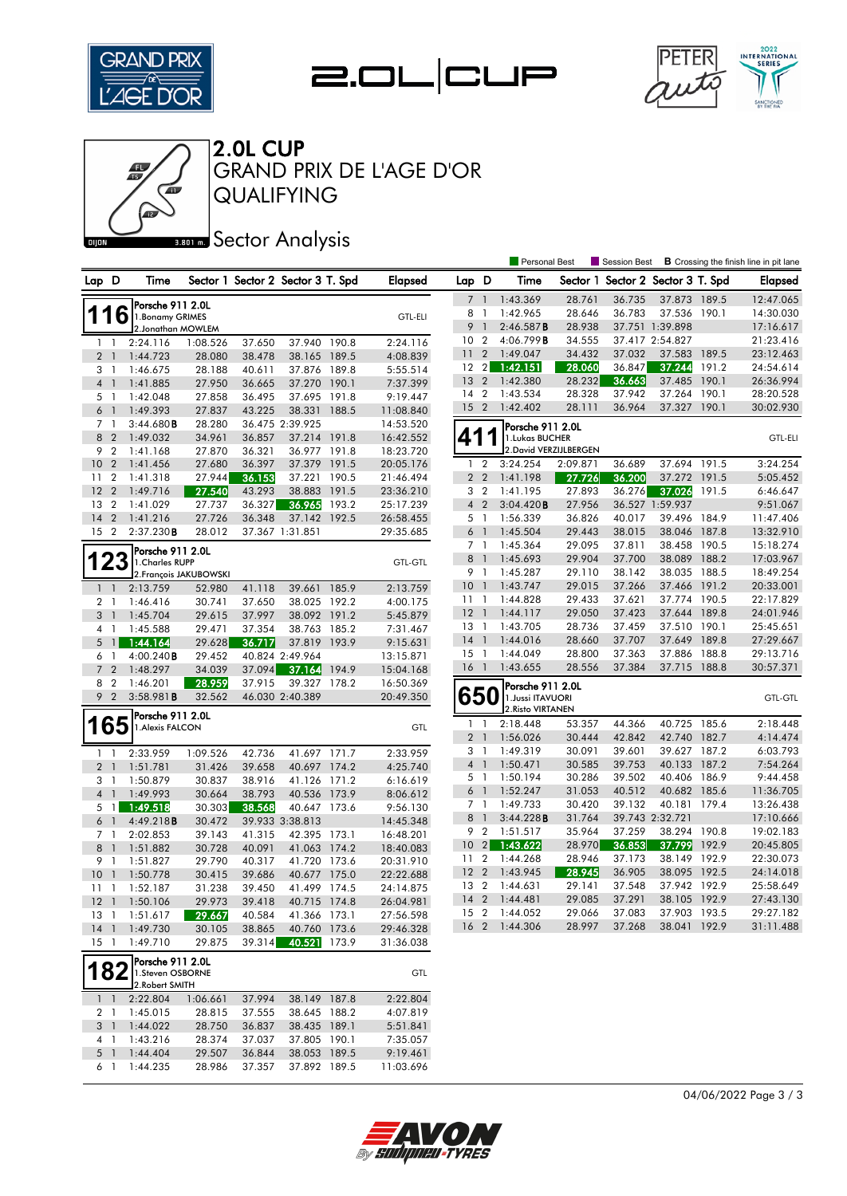# 2.0L CUP

## GRAND PRIX DE L'AGE D'OR

## QUALIFYING

### Sector Analysis

Personal Best | Session Best | **B** Crossing the finish line in pit lane

DIJON 3.801 m.

**116** Porsche 911 2.0L — 1.Bonamy GRIMES, 2.Jonathan MOWLEM — GTL-ELI

| Lap | D | Time | Sector 1 | Sector 2 | Sector 3 | T. Spd | Elapsed |
|---|---|---|---|---|---|---|---|
| 1 | 1 | 2:24.116 | 1:08.526 | 37.650 | 37.940 | 190.8 | 2:24.116 |
| 2 | 1 | 1:44.723 | 28.080 | 38.478 | 38.165 | 189.5 | 4:08.839 |
| 3 | 1 | 1:46.675 | 28.188 | 40.611 | 37.876 | 189.8 | 5:55.514 |
| 4 | 1 | 1:41.885 | 27.950 | 36.665 | 37.270 | 190.1 | 7:37.399 |
| 5 | 1 | 1:42.048 | 27.858 | 36.495 | 37.695 | 191.8 | 9:19.447 |
| 6 | 1 | 1:49.393 | 27.837 | 43.225 | 38.331 | 188.5 | 11:08.840 |
| 7 | 1 | 3:44.680B | 28.280 | 36.475 | 2:39.925 | | 14:53.520 |
| 8 | 2 | 1:49.032 | 34.961 | 36.857 | 37.214 | 191.8 | 16:42.552 |
| 9 | 2 | 1:41.168 | 27.870 | 36.321 | 36.977 | 191.8 | 18:23.720 |
| 10 | 2 | 1:41.456 | 27.680 | 36.397 | 37.379 | 191.5 | 20:05.176 |
| 11 | 2 | 1:41.318 | 27.944 | 36.153 | 37.221 | 190.5 | 21:46.494 |
| 12 | 2 | 1:49.716 | 27.540 | 43.293 | 38.883 | 191.5 | 23:36.210 |
| 13 | 2 | 1:41.029 | 27.737 | 36.327 | 36.965 | 193.2 | 25:17.239 |
| 14 | 2 | 1:41.216 | 27.726 | 36.348 | 37.142 | 192.5 | 26:58.455 |
| 15 | 2 | 2:37.230B | 28.012 | 37.367 | 1:31.851 | | 29:35.685 |

**123** Porsche 911 2.0L — 1.Charles RUPP, 2.François JAKUBOWSKI — GTL-GTL

| Lap | D | Time | Sector 1 | Sector 2 | Sector 3 | T. Spd | Elapsed |
|---|---|---|---|---|---|---|---|
| 1 | 1 | 2:13.759 | 52.980 | 41.118 | 39.661 | 185.9 | 2:13.759 |
| 2 | 1 | 1:46.416 | 30.741 | 37.650 | 38.025 | 192.2 | 4:00.175 |
| 3 | 1 | 1:45.704 | 29.615 | 37.997 | 38.092 | 191.2 | 5:45.879 |
| 4 | 1 | 1:45.588 | 29.471 | 37.354 | 38.763 | 185.2 | 7:31.467 |
| 5 | 1 | 1:44.164 | 29.628 | 36.717 | 37.819 | 193.9 | 9:15.631 |
| 6 | 1 | 4:00.240B | 29.452 | 40.824 | 2:49.964 | | 13:15.871 |
| 7 | 2 | 1:48.297 | 34.039 | 37.094 | 37.164 | 194.9 | 15:04.168 |
| 8 | 2 | 1:46.201 | 28.959 | 37.915 | 39.327 | 178.2 | 16:50.369 |
| 9 | 2 | 3:58.981B | 32.562 | 46.030 | 2:40.389 | | 20:49.350 |

**165** Porsche 911 2.0L — 1.Alexis FALCON — GTL

| Lap | D | Time | Sector 1 | Sector 2 | Sector 3 | T. Spd | Elapsed |
|---|---|---|---|---|---|---|---|
| 1 | 1 | 2:33.959 | 1:09.526 | 42.736 | 41.697 | 171.7 | 2:33.959 |
| 2 | 1 | 1:51.781 | 31.426 | 39.658 | 40.697 | 174.2 | 4:25.740 |
| 3 | 1 | 1:50.879 | 30.837 | 38.916 | 41.126 | 171.2 | 6:16.619 |
| 4 | 1 | 1:49.993 | 30.664 | 38.793 | 40.536 | 173.9 | 8:06.612 |
| 5 | 1 | 1:49.518 | 30.303 | 38.568 | 40.647 | 173.6 | 9:56.130 |
| 6 | 1 | 4:49.218B | 30.472 | 39.933 | 3:38.813 | | 14:45.348 |
| 7 | 1 | 2:02.853 | 39.143 | 41.315 | 42.395 | 173.1 | 16:48.201 |
| 8 | 1 | 1:51.882 | 30.728 | 40.091 | 41.063 | 174.2 | 18:40.083 |
| 9 | 1 | 1:51.827 | 29.790 | 40.317 | 41.720 | 173.6 | 20:31.910 |
| 10 | 1 | 1:50.778 | 30.415 | 39.686 | 40.677 | 175.0 | 22:22.688 |
| 11 | 1 | 1:52.187 | 31.238 | 39.450 | 41.499 | 174.5 | 24:14.875 |
| 12 | 1 | 1:50.106 | 29.973 | 39.418 | 40.715 | 174.8 | 26:04.981 |
| 13 | 1 | 1:51.617 | 29.667 | 40.584 | 41.366 | 173.1 | 27:56.598 |
| 14 | 1 | 1:49.730 | 30.105 | 38.865 | 40.760 | 173.6 | 29:46.328 |
| 15 | 1 | 1:49.710 | 29.875 | 39.314 | 40.521 | 173.9 | 31:36.038 |

**182** Porsche 911 2.0L — 1.Steven OSBORNE, 2.Robert SMITH — GTL

| Lap | D | Time | Sector 1 | Sector 2 | Sector 3 | T. Spd | Elapsed |
|---|---|---|---|---|---|---|---|
| 1 | 1 | 2:22.804 | 1:06.661 | 37.994 | 38.149 | 187.8 | 2:22.804 |
| 2 | 1 | 1:45.015 | 28.815 | 37.555 | 38.645 | 188.2 | 4:07.819 |
| 3 | 1 | 1:44.022 | 28.750 | 36.837 | 38.435 | 189.1 | 5:51.841 |
| 4 | 1 | 1:43.216 | 28.374 | 37.037 | 37.805 | 190.1 | 7:35.057 |
| 5 | 1 | 1:44.404 | 29.507 | 36.844 | 38.053 | 189.5 | 9:19.461 |
| 6 | 1 | 1:44.235 | 28.986 | 37.357 | 37.892 | 189.5 | 11:03.696 |
| 7 | 1 | 1:43.369 | 28.761 | 36.735 | 37.873 | 189.5 | 12:47.065 |
| 8 | 1 | 1:42.965 | 28.646 | 36.783 | 37.536 | 190.1 | 14:30.030 |
| 9 | 1 | 2:46.587B | 28.938 | 37.751 | 1:39.898 | | 17:16.617 |
| 10 | 2 | 4:06.799B | 34.555 | 37.417 | 2:54.827 | | 21:23.416 |
| 11 | 2 | 1:49.047 | 34.432 | 37.032 | 37.583 | 189.5 | 23:12.463 |
| 12 | 2 | 1:42.151 | 28.060 | 36.847 | 37.244 | 191.2 | 24:54.614 |
| 13 | 2 | 1:42.380 | 28.232 | 36.663 | 37.485 | 190.1 | 26:36.994 |
| 14 | 2 | 1:43.534 | 28.328 | 37.942 | 37.264 | 190.1 | 28:20.528 |
| 15 | 2 | 1:42.402 | 28.111 | 36.964 | 37.327 | 190.1 | 30:02.930 |

**411** Porsche 911 2.0L — 1.Lukas BUCHER, 2.David VERZIJLBERGEN — GTL-ELI

| Lap | D | Time | Sector 1 | Sector 2 | Sector 3 | T. Spd | Elapsed |
|---|---|---|---|---|---|---|---|
| 1 | 2 | 3:24.254 | 2:09.871 | 36.689 | 37.694 | 191.5 | 3:24.254 |
| 2 | 2 | 1:41.198 | 27.726 | 36.200 | 37.272 | 191.5 | 5:05.452 |
| 3 | 2 | 1:41.195 | 27.893 | 36.276 | 37.026 | 191.5 | 6:46.647 |
| 4 | 2 | 3:04.420B | 27.956 | 36.527 | 1:59.937 | | 9:51.067 |
| 5 | 1 | 1:56.339 | 36.826 | 40.017 | 39.496 | 184.9 | 11:47.406 |
| 6 | 1 | 1:45.504 | 29.443 | 38.015 | 38.046 | 187.8 | 13:32.910 |
| 7 | 1 | 1:45.364 | 29.095 | 37.811 | 38.458 | 190.5 | 15:18.274 |
| 8 | 1 | 1:45.693 | 29.904 | 37.700 | 38.089 | 188.2 | 17:03.967 |
| 9 | 1 | 1:45.287 | 29.110 | 38.142 | 38.035 | 188.5 | 18:49.254 |
| 10 | 1 | 1:43.747 | 29.015 | 37.266 | 37.466 | 191.2 | 20:33.001 |
| 11 | 1 | 1:44.828 | 29.433 | 37.621 | 37.774 | 190.5 | 22:17.829 |
| 12 | 1 | 1:44.117 | 29.050 | 37.423 | 37.644 | 189.8 | 24:01.946 |
| 13 | 1 | 1:43.705 | 28.736 | 37.459 | 37.510 | 190.1 | 25:45.651 |
| 14 | 1 | 1:44.016 | 28.660 | 37.707 | 37.649 | 189.8 | 27:29.667 |
| 15 | 1 | 1:44.049 | 28.800 | 37.363 | 37.886 | 188.8 | 29:13.716 |
| 16 | 1 | 1:43.655 | 28.556 | 37.384 | 37.715 | 188.8 | 30:57.371 |

**650** Porsche 911 2.0L — 1.Jussi ITAVUORI, 2.Risto VIRTANEN — GTL-GTL

| Lap | D | Time | Sector 1 | Sector 2 | Sector 3 | T. Spd | Elapsed |
|---|---|---|---|---|---|---|---|
| 1 | 1 | 2:18.448 | 53.357 | 44.366 | 40.725 | 185.6 | 2:18.448 |
| 2 | 1 | 1:56.026 | 30.444 | 42.842 | 42.740 | 182.7 | 4:14.474 |
| 3 | 1 | 1:49.319 | 30.091 | 39.601 | 39.627 | 187.2 | 6:03.793 |
| 4 | 1 | 1:50.471 | 30.585 | 39.753 | 40.133 | 187.2 | 7:54.264 |
| 5 | 1 | 1:50.194 | 30.286 | 39.502 | 40.406 | 186.9 | 9:44.458 |
| 6 | 1 | 1:52.247 | 31.053 | 40.512 | 40.682 | 185.6 | 11:36.705 |
| 7 | 1 | 1:49.733 | 30.420 | 39.132 | 40.181 | 179.4 | 13:26.438 |
| 8 | 1 | 3:44.228B | 31.764 | 39.743 | 2:32.721 | | 17:10.666 |
| 9 | 2 | 1:51.517 | 35.964 | 37.259 | 38.294 | 190.8 | 19:02.183 |
| 10 | 2 | 1:43.622 | 28.970 | 36.853 | 37.799 | 192.9 | 20:45.805 |
| 11 | 2 | 1:44.268 | 28.946 | 37.173 | 38.149 | 192.9 | 22:30.073 |
| 12 | 2 | 1:43.945 | 28.945 | 36.905 | 38.095 | 192.5 | 24:14.018 |
| 13 | 2 | 1:44.631 | 29.141 | 37.548 | 37.942 | 192.9 | 25:58.649 |
| 14 | 2 | 1:44.481 | 29.085 | 37.291 | 38.105 | 192.9 | 27:43.130 |
| 15 | 2 | 1:44.052 | 29.066 | 37.083 | 37.903 | 193.5 | 29:27.182 |
| 16 | 2 | 1:44.306 | 28.997 | 37.268 | 38.041 | 192.9 | 31:11.488 |

04/06/2022